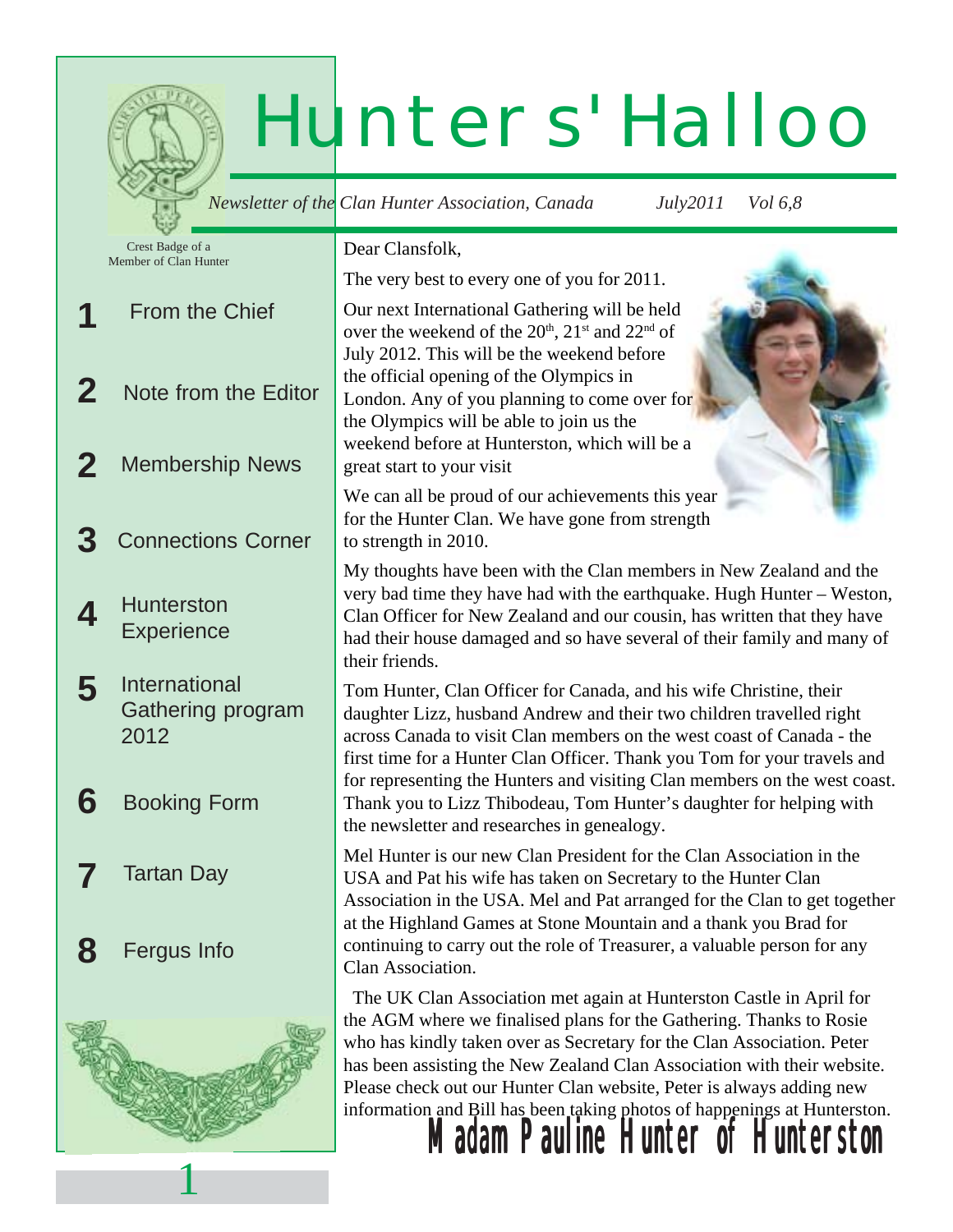# Hunters' Halloo

*Newsletter of the Clan Hunter Association, Canada* *July2011 Vol 6,8*

Crest Badge of a Member of Clan Hunter

- 1 From the Chief
- 2 Note from the Editor
- 2 Membership News
- 3 Connections Corner
- 4 Hunterston Experience
- 5 International Gathering program 2012
- 6 Booking Form
- 7 Tartan Day
- 8 Fergus Info

Dear Clansfolk,

The very best to every one of you for 2011.

Our next International Gathering will be held over the weekend of the 20th, 21st and 22nd of July 2012. This will be the weekend before the official opening of the Olympics in London. Any of you planning to come over for the Olympics will be able to join us the weekend before at Hunterston, which will be a great start to your visit

We can all be proud of our achievements this year for the Hunter Clan. We have gone from strength to strength in 2010.

My thoughts have been with the Clan members in New Zealand and the very bad time they have had with the earthquake. Hugh Hunter – Weston, Clan Officer for New Zealand and our cousin, has written that they have had their house damaged and so have several of their family and many of their friends.

Tom Hunter, Clan Officer for Canada, and his wife Christine, their daughter Lizz, husband Andrew and their two children travelled right across Canada to visit Clan members on the west coast of Canada - the first time for a Hunter Clan Officer. Thank you Tom for your travels and for representing the Hunters and visiting Clan members on the west coast. Thank you to Lizz Thibodeau, Tom Hunter's daughter for helping with the newsletter and researches in genealogy.

Mel Hunter is our new Clan President for the Clan Association in the USA and Pat his wife has taken on Secretary to the Hunter Clan Association in the USA. Mel and Pat arranged for the Clan to get together at the Highland Games at Stone Mountain and a thank you Brad for continuing to carry out the role of Treasurer, a valuable person for any Clan Association.

The UK Clan Association met again at Hunterston Castle in April for the AGM where we finalised plans for the Gathering. Thanks to Rosie who has kindly taken over as Secretary for the Clan Association. Peter has been assisting the New Zealand Clan Association with their website. Please check out our Hunter Clan website, Peter is always adding new information and Bill has been taking photos of happenings at Hunterston.

**Madam Pauline Hunter of Hunterston**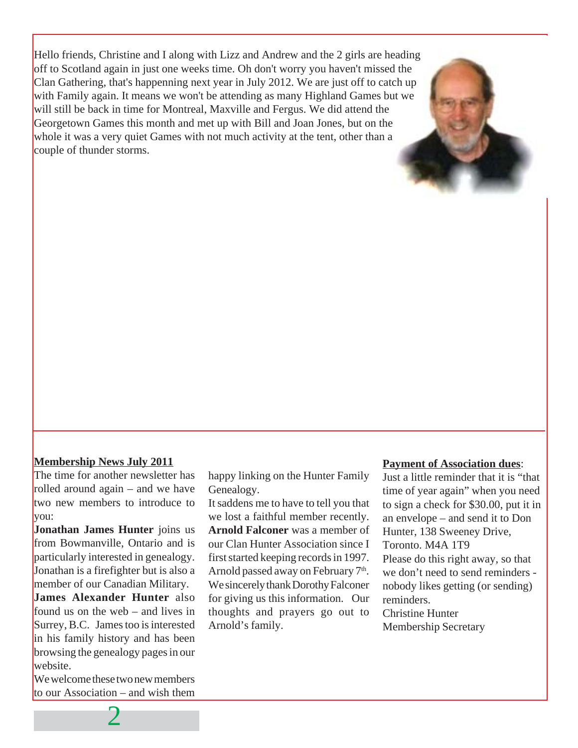Hello friends, Christine and I along with Lizz and Andrew and the 2 girls are heading off to Scotland again in just one weeks time. Oh don't worry you haven't missed the Clan Gathering, that's happenning next year in July 2012. We are just off to catch up with Family again. It means we won't be attending as many Highland Games but we will still be back in time for Montreal, Maxville and Fergus. We did attend the Georgetown Games this month and met up with Bill and Joan Jones, but on the whole it was a very quiet Games with not much activity at the tent, other than a couple of thunder storms.

## Membership News July 2011

The time for another newsletter has rolled around again – and we have two new members to introduce to you:

**Jonathan James Hunter** joins us from Bowmanville, Ontario and is particularly interested in genealogy. Jonathan is a firefighter but is also a member of our Canadian Military.

**James Alexander Hunter** also found us on the web – and lives in Surrey, B.C. James too is interested in his family history and has been browsing the genealogy pages in our website.

We welcome these two new members to our Association – and wish them happy linking on the Hunter Family Genealogy.

It saddens me to have to tell you that we lost a faithful member recently. **Arnold Falconer** was a member of our Clan Hunter Association since I first started keeping records in 1997. Arnold passed away on February 7th. We sincerely thank Dorothy Falconer for giving us this information. Our thoughts and prayers go out to Arnold's family.

## Payment of Association dues:

Just a little reminder that it is "that time of year again" when you need to sign a check for $30.00, put it in an envelope – and send it to Don Hunter, 138 Sweeney Drive, Toronto. M4A 1T9

Please do this right away, so that we don't need to send reminders - nobody likes getting (or sending) reminders.

Christine Hunter
Membership Secretary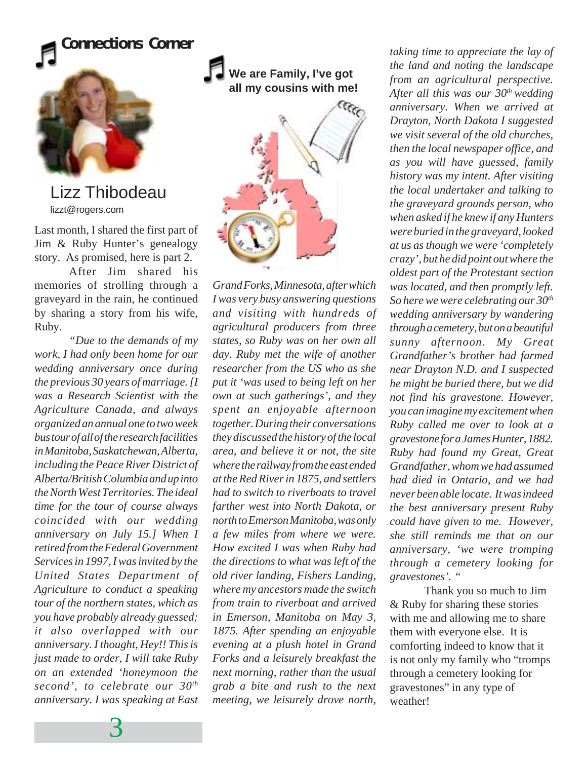## Connections Corner

Lizz Thibodeau

lizzt@rogers.com

Last month, I shared the first part of Jim & Ruby Hunter's genealogy story. As promised, here is part 2.

After Jim shared his memories of strolling through a graveyard in the rain, he continued by sharing a story from his wife, Ruby.

### We are Family, I've got all my cousins with me!

*"Due to the demands of my work, I had only been home for our wedding anniversary once during the previous 30 years of marriage. [I was a Research Scientist with the Agriculture Canada, and always organized an annual one to two week bus tour of all of the research facilities in Manitoba, Saskatchewan, Alberta, including the Peace River District of Alberta/British Columbia and up into the North West Territories. The ideal time for the tour of course always coincided with our wedding anniversary on July 15.] When I retired from the Federal Government Services in 1997, I was invited by the United States Department of Agriculture to conduct a speaking tour of the northern states, which as you have probably already guessed; it also overlapped with our anniversary. I thought, Hey!! This is just made to order, I will take Ruby on an extended 'honeymoon the second', to celebrate our 30th anniversary. I was speaking at East Grand Forks, Minnesota, after which I was very busy answering questions and visiting with hundreds of agricultural producers from three states, so Ruby was on her own all day. Ruby met the wife of another researcher from the US who as she put it 'was used to being left on her own at such gatherings', and they spent an enjoyable afternoon together. During their conversations they discussed the history of the local area, and believe it or not, the site where the railway from the east ended at the Red River in 1875, and settlers had to switch to riverboats to travel farther west into North Dakota, or north to Emerson Manitoba, was only a few miles from where we were. How excited I was when Ruby had the directions to what was left of the old river landing, Fishers Landing, where my ancestors made the switch from train to riverboat and arrived in Emerson, Manitoba on May 3, 1875. After spending an enjoyable evening at a plush hotel in Grand Forks and a leisurely breakfast the next morning, rather than the usual grab a bite and rush to the next meeting, we leisurely drove north, taking time to appreciate the lay of the land and noting the landscape from an agricultural perspective. After all this was our 30th wedding anniversary. When we arrived at Drayton, North Dakota I suggested we visit several of the old churches, then the local newspaper office, and as you will have guessed, family history was my intent. After visiting the local undertaker and talking to the graveyard grounds person, who when asked if he knew if any Hunters were buried in the graveyard, looked at us as though we were 'completely crazy', but he did point out where the oldest part of the Protestant section was located, and then promptly left. So here we were celebrating our 30th wedding anniversary by wandering through a cemetery, but on a beautiful sunny afternoon. My Great Grandfather's brother had farmed near Drayton N.D. and I suspected he might be buried there, but we did not find his gravestone. However, you can imagine my excitement when Ruby called me over to look at a gravestone for a James Hunter, 1882. Ruby had found my Great, Great Grandfather, whom we had assumed had died in Ontario, and we had never been able locate. It was indeed the best anniversary present Ruby could have given to me. However, she still reminds me that on our anniversary, 'we were tromping through a cemetery looking for gravestones'. "*

Thank you so much to Jim & Ruby for sharing these stories with me and allowing me to share them with everyone else. It is comforting indeed to know that it is not only my family who "tromps through a cemetery looking for gravestones" in any type of weather!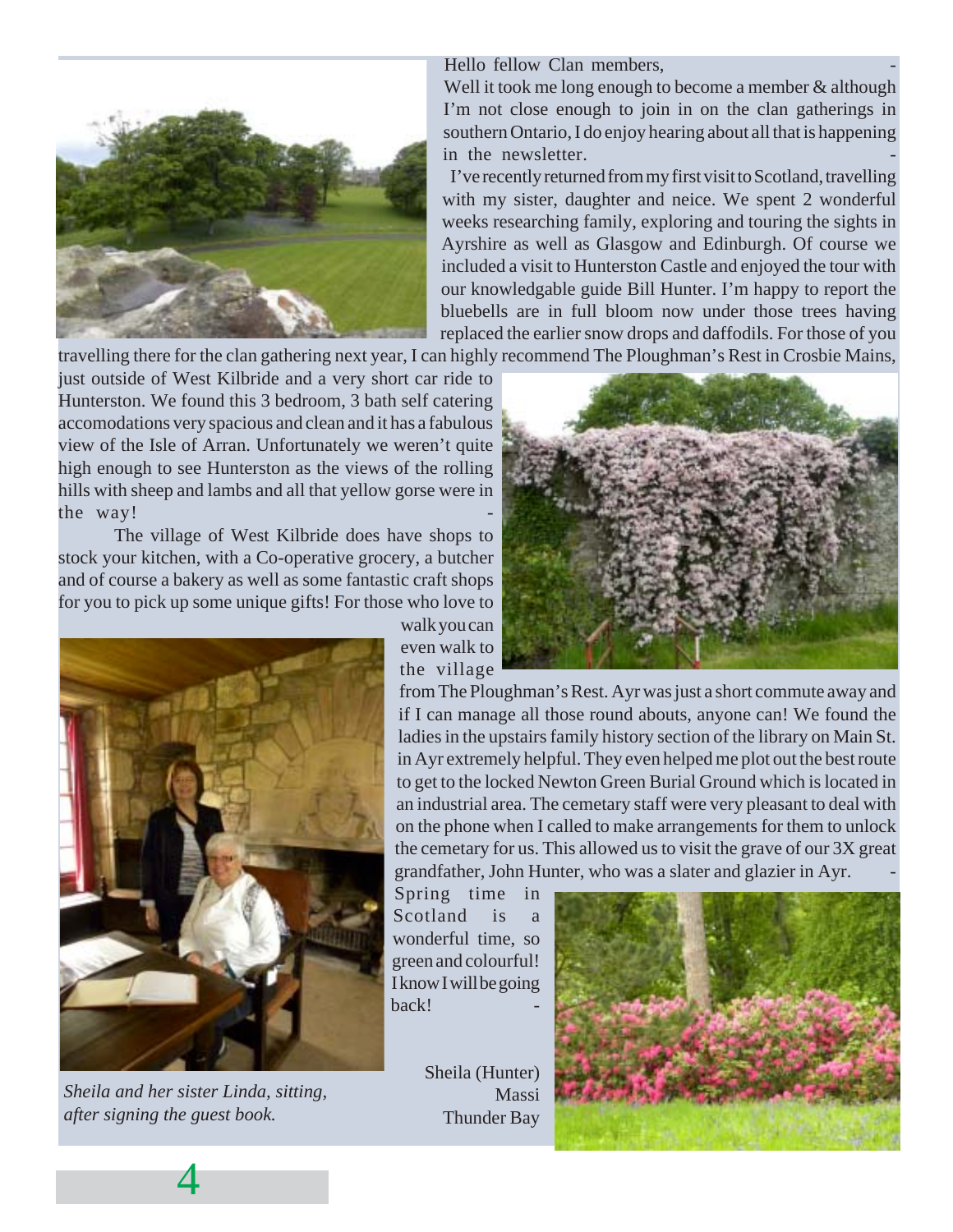Hello fellow Clan members,

Well it took me long enough to become a member & although I'm not close enough to join in on the clan gatherings in southern Ontario, I do enjoy hearing about all that is happening in the newsletter.

I've recently returned from my first visit to Scotland, travelling with my sister, daughter and neice. We spent 2 wonderful weeks researching family, exploring and touring the sights in Ayrshire as well as Glasgow and Edinburgh. Of course we included a visit to Hunterston Castle and enjoyed the tour with our knowledgable guide Bill Hunter. I'm happy to report the bluebells are in full bloom now under those trees having replaced the earlier snow drops and daffodils. For those of you travelling there for the clan gathering next year, I can highly recommend The Ploughman's Rest in Crosbie Mains, just outside of West Kilbride and a very short car ride to Hunterston. We found this 3 bedroom, 3 bath self catering accomodations very spacious and clean and it has a fabulous view of the Isle of Arran. Unfortunately we weren't quite high enough to see Hunterston as the views of the rolling hills with sheep and lambs and all that yellow gorse were in the way!

The village of West Kilbride does have shops to stock your kitchen, with a Co-operative grocery, a butcher and of course a bakery as well as some fantastic craft shops for you to pick up some unique gifts! For those who love to walk you can even walk to the village from The Ploughman's Rest. Ayr was just a short commute away and if I can manage all those round abouts, anyone can! We found the ladies in the upstairs family history section of the library on Main St. in Ayr extremely helpful. They even helped me plot out the best route to get to the locked Newton Green Burial Ground which is located in an industrial area. The cemetary staff were very pleasant to deal with on the phone when I called to make arrangements for them to unlock the cemetary for us. This allowed us to visit the grave of our 3X great grandfather, John Hunter, who was a slater and glazier in Ayr.

Spring time in Scotland is a wonderful time, so green and colourful! I know I will be going back!

Sheila (Hunter) Massi
Thunder Bay

*Sheila and her sister Linda, sitting, after signing the guest book.*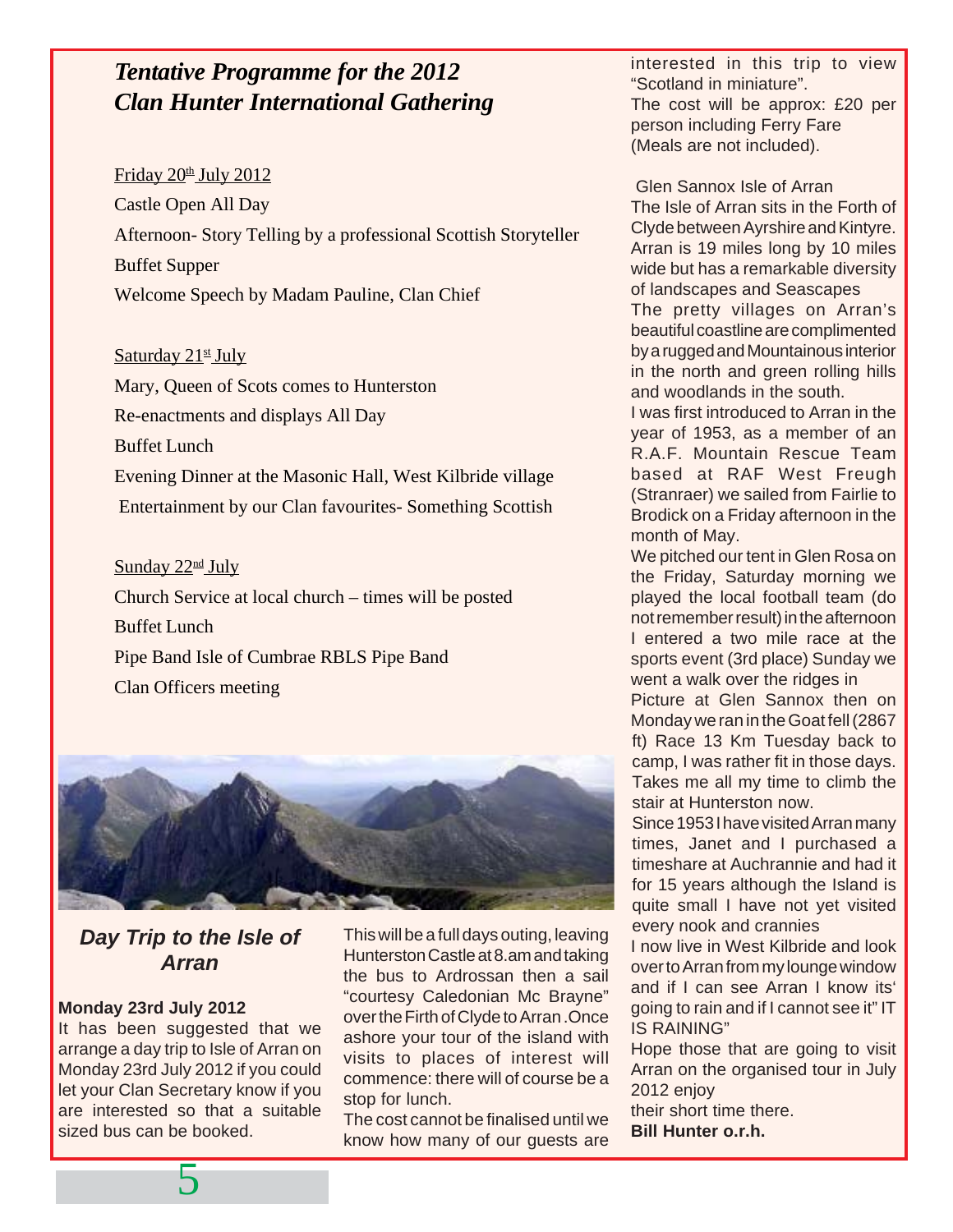## *Tentative Programme for the 2012 Clan Hunter International Gathering*

Friday 20th July 2012

Castle Open All Day

Afternoon- Story Telling by a professional Scottish Storyteller

Buffet Supper

Welcome Speech by Madam Pauline, Clan Chief

Saturday 21st July

Mary, Queen of Scots comes to Hunterston

Re-enactments and displays All Day

Buffet Lunch

Evening Dinner at the Masonic Hall, West Kilbride village

Entertainment by our Clan favourites- Something Scottish

Sunday 22nd July

Church Service at local church – times will be posted

Buffet Lunch

Pipe Band Isle of Cumbrae RBLS Pipe Band

Clan Officers meeting

## *Day Trip to the Isle of Arran*

**Monday 23rd July 2012**

It has been suggested that we arrange a day trip to Isle of Arran on Monday 23rd July 2012 if you could let your Clan Secretary know if you are interested so that a suitable sized bus can be booked.

This will be a full days outing, leaving Hunterston Castle at 8.am and taking the bus to Ardrossan then a sail "courtesy Caledonian Mc Brayne" over the Firth of Clyde to Arran .Once ashore your tour of the island with visits to places of interest will commence: there will of course be a stop for lunch.

The cost cannot be finalised until we know how many of our guests are interested in this trip to view "Scotland in miniature".

The cost will be approx: £20 per person including Ferry Fare (Meals are not included).

Glen Sannox Isle of Arran

The Isle of Arran sits in the Forth of Clyde between Ayrshire and Kintyre. Arran is 19 miles long by 10 miles wide but has a remarkable diversity of landscapes and Seascapes

The pretty villages on Arran's beautiful coastline are complimented by a rugged and Mountainous interior in the north and green rolling hills and woodlands in the south.

I was first introduced to Arran in the year of 1953, as a member of an R.A.F. Mountain Rescue Team based at RAF West Freugh (Stranraer) we sailed from Fairlie to Brodick on a Friday afternoon in the month of May.

We pitched our tent in Glen Rosa on the Friday, Saturday morning we played the local football team (do not remember result) in the afternoon I entered a two mile race at the sports event (3rd place) Sunday we went a walk over the ridges in Picture at Glen Sannox then on Monday we ran in the Goat fell (2867 ft) Race 13 Km Tuesday back to camp, I was rather fit in those days. Takes me all my time to climb the stair at Hunterston now.

Since 1953 I have visited Arran many times, Janet and I purchased a timeshare at Auchrannie and had it for 15 years although the Island is quite small I have not yet visited every nook and crannies

I now live in West Kilbride and look over to Arran from my lounge window and if I can see Arran I know its' going to rain and if I cannot see it" IT IS RAINING"

Hope those that are going to visit Arran on the organised tour in July 2012 enjoy their short time there.

**Bill Hunter o.r.h.**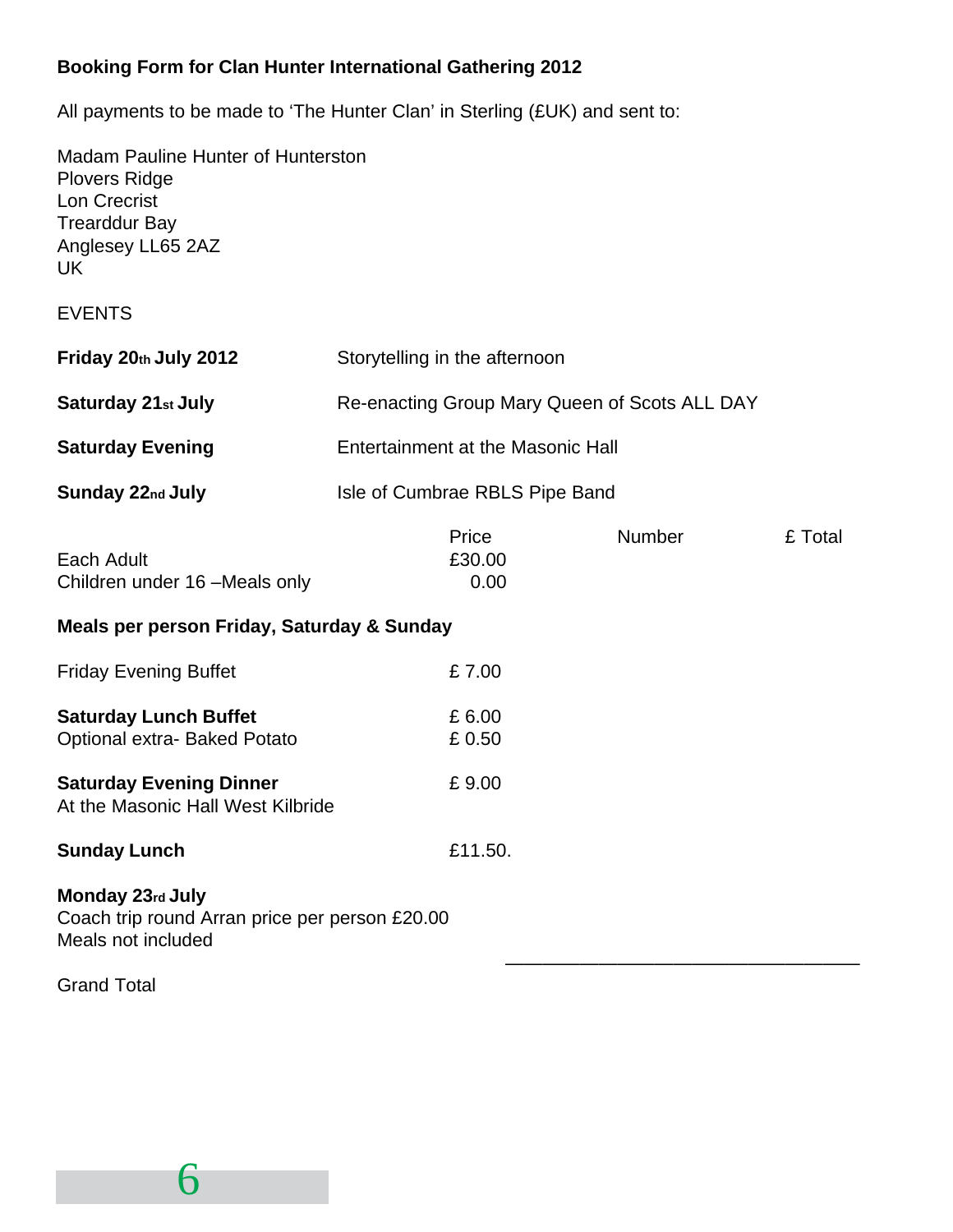**Booking Form for Clan Hunter International Gathering 2012**

All payments to be made to 'The Hunter Clan' in Sterling (£UK) and sent to:

Madam Pauline Hunter of Hunterston
Plovers Ridge
Lon Crecrist
Trearddur Bay
Anglesey LL65 2AZ
UK

EVENTS

| | |
|---|---|
| **Friday 20th July 2012** | Storytelling in the afternoon |
| **Saturday 21st July** | Re-enacting Group Mary Queen of Scots ALL DAY |
| **Saturday Evening** | Entertainment at the Masonic Hall |
| **Sunday 22nd July** | Isle of Cumbrae RBLS Pipe Band |

| | Price | Number | £ Total |
|---|---|---|---|
| Each Adult | £30.00 | | |
| Children under 16 –Meals only | 0.00 | | |

**Meals per person Friday, Saturday & Sunday**

| | |
|---|---|
| Friday Evening Buffet | £ 7.00 |
| **Saturday Lunch Buffet** | £ 6.00 |
| Optional extra- Baked Potato | £ 0.50 |
| **Saturday Evening Dinner** At the Masonic Hall West Kilbride | £ 9.00 |
| **Sunday Lunch** | £11.50. |

**Monday 23rd July**
Coach trip round Arran price per person £20.00
Meals not included

Grand Total \_\_\_\_\_\_\_\_\_\_\_\_\_\_\_\_\_\_\_\_\_\_\_\_\_\_\_\_\_\_\_\_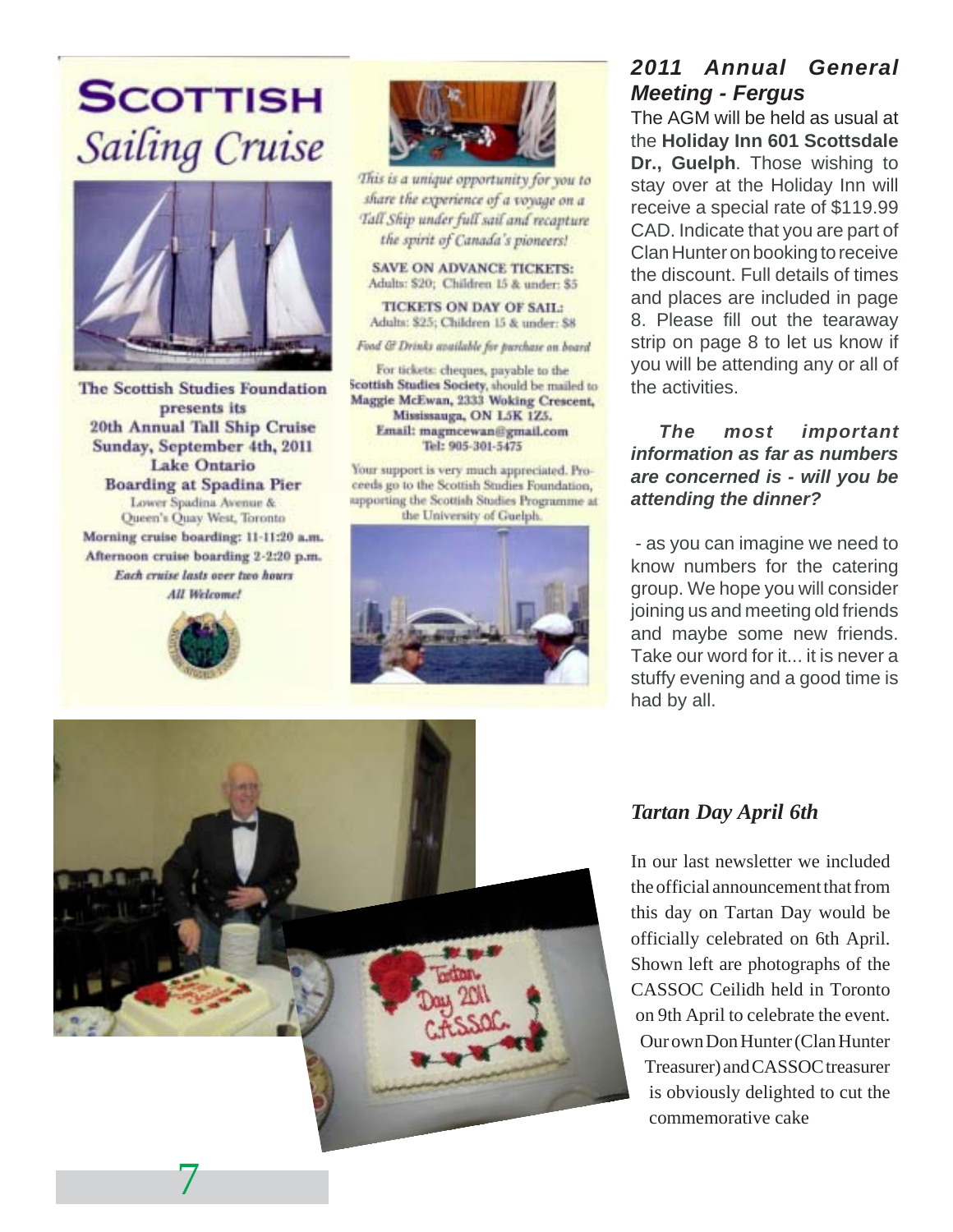# Scottish Sailing Cruise

The Scottish Studies Foundation presents its
20th Annual Tall Ship Cruise
Sunday, September 4th, 2011
Lake Ontario
Boarding at Spadina Pier
Lower Spadina Avenue & Queen's Quay West, Toronto

Morning cruise boarding: 11-11:20 a.m.
Afternoon cruise boarding 2-2:20 p.m.

*Each cruise lasts over two hours*

*All Welcome!*

*This is a unique opportunity for you to share the experience of a voyage on a Tall Ship under full sail and recapture the spirit of Canada's pioneers!*

**SAVE ON ADVANCE TICKETS:**
Adults: $20; Children 15 & under: $5

**TICKETS ON DAY OF SAIL:**
Adults: $25; Children 15 & under: $8

*Food & Drinks available for purchase on board*

For tickets: cheques, payable to the **Scottish Studies Society**, should be mailed to **Maggie McEwan, 2333 Woking Crescent, Mississauga, ON L5K 1Z5.**
**Email: magmcewan@gmail.com**
**Tel: 905-301-5475**

Your support is very much appreciated. Proceeds go to the Scottish Studies Foundation, supporting the Scottish Studies Programme at the University of Guelph.

## *2011 Annual General Meeting - Fergus*

The AGM will be held as usual at the **Holiday Inn 601 Scottsdale Dr., Guelph**. Those wishing to stay over at the Holiday Inn will receive a special rate of $119.99 CAD. Indicate that you are part of Clan Hunter on booking to receive the discount. Full details of times and places are included in page 8. Please fill out the tearaway strip on page 8 to let us know if you will be attending any or all of the activities.

***The most important information as far as numbers are concerned is - will you be attending the dinner?***

- as you can imagine we need to know numbers for the catering group. We hope you will consider joining us and meeting old friends and maybe some new friends. Take our word for it... it is never a stuffy evening and a good time is had by all.

## *Tartan Day April 6th*

In our last newsletter we included the official announcement that from this day on Tartan Day would be officially celebrated on 6th April. Shown left are photographs of the CASSOC Ceilidh held in Toronto on 9th April to celebrate the event. Our own Don Hunter (Clan Hunter Treasurer) and CASSOC treasurer is obviously delighted to cut the commemorative cake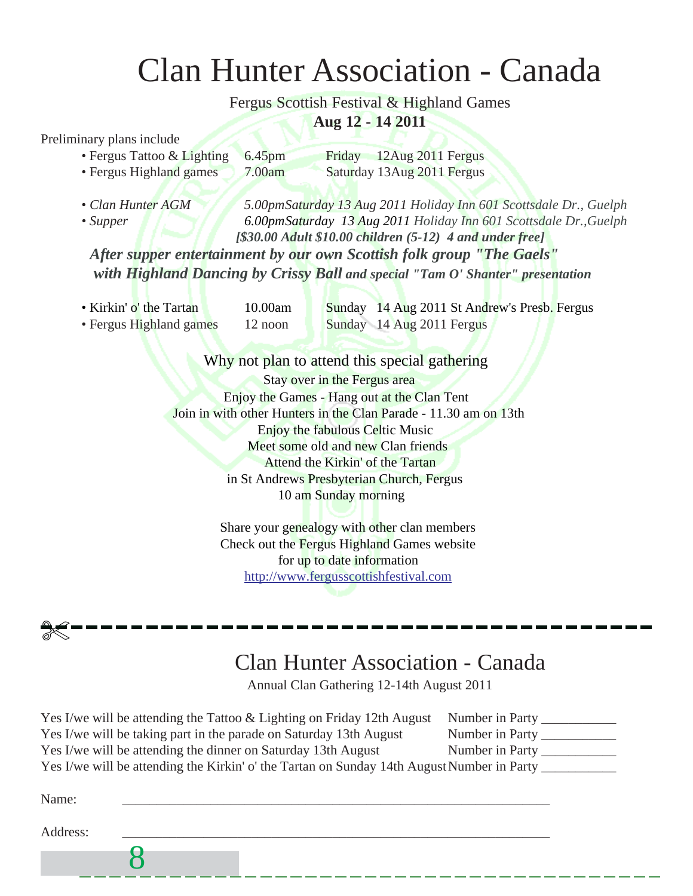# Clan Hunter Association - Canada

Fergus Scottish Festival & Highland Games

**Aug 12 - 14 2011**

Preliminary plans include

| | | |
|---|---|---|
| • Fergus Tattoo & Lighting | 6.45pm | Friday 12Aug 2011 Fergus |
| • Fergus Highland games | 7.00am | Saturday 13Aug 2011 Fergus |
| • *Clan Hunter AGM* | *5.00pmSaturday 13 Aug 2011* | *Holiday Inn 601 Scottsdale Dr., Guelph* |
| • *Supper* | *6.00pmSaturday 13 Aug 2011* | *Holiday Inn 601 Scottsdale Dr.,Guelph* |

***[$30.00 Adult $10.00 children (5-12) 4 and under free]***

***After supper entertainment by our own Scottish folk group "The Gaels" with Highland Dancing by Crissy Ball and special "Tam O' Shanter" presentation***

| | | |
|---|---|---|
| • Kirkin' o' the Tartan | 10.00am | Sunday 14 Aug 2011 St Andrew's Presb. Fergus |
| • Fergus Highland games | 12 noon | Sunday 14 Aug 2011 Fergus |

Why not plan to attend this special gathering

Stay over in the Fergus area
Enjoy the Games - Hang out at the Clan Tent
Join in with other Hunters in the Clan Parade - 11.30 am on 13th
Enjoy the fabulous Celtic Music
Meet some old and new Clan friends
Attend the Kirkin' of the Tartan
in St Andrews Presbyterian Church, Fergus
10 am Sunday morning

Share your genealogy with other clan members
Check out the Fergus Highland Games website
for up to date information
http://www.fergusscottishfestival.com

---

## Clan Hunter Association - Canada

Annual Clan Gathering 12-14th August 2011

Yes I/we will be attending the Tattoo & Lighting on Friday 12th August Number in Party __________
Yes I/we will be taking part in the parade on Saturday 13th August Number in Party __________
Yes I/we will be attending the dinner on Saturday 13th August Number in Party __________
Yes I/we will be attending the Kirkin' o' the Tartan on Sunday 14th August Number in Party __________

Name: ____________________________________________

Address: ____________________________________________